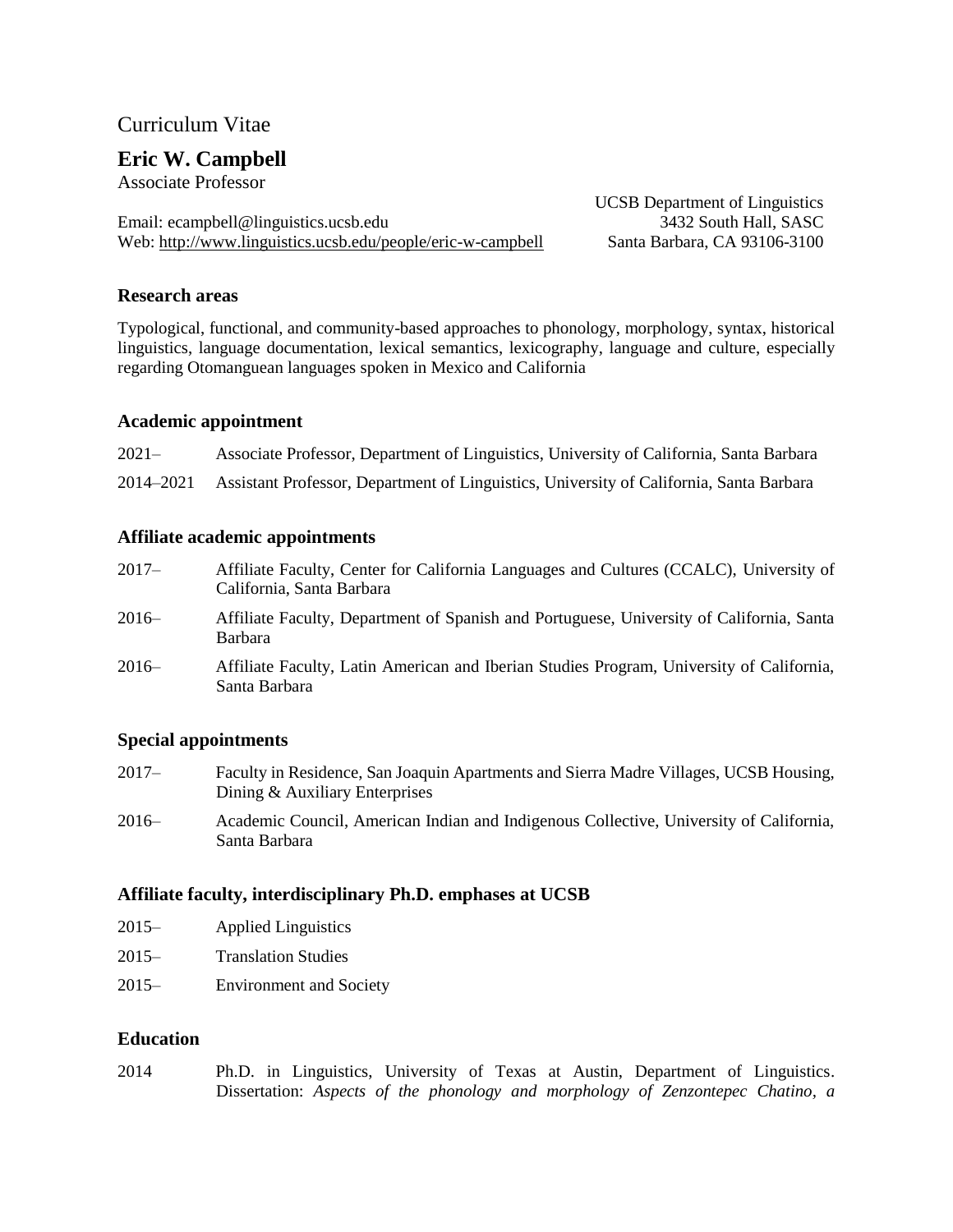Curriculum Vitae

# Eric W. Campbell

Associate Professor

UCSB Department of Linguistics
3432 South Hall, SASC
Santa Barbara, CA 93106-3100

Email: ecampbell@linguistics.ucsb.edu
Web: http://www.linguistics.ucsb.edu/people/eric-w-campbell

## Research areas

Typological, functional, and community-based approaches to phonology, morphology, syntax, historical linguistics, language documentation, lexical semantics, lexicography, language and culture, especially regarding Otomanguean languages spoken in Mexico and California

## Academic appointment

2021– Associate Professor, Department of Linguistics, University of California, Santa Barbara

2014–2021 Assistant Professor, Department of Linguistics, University of California, Santa Barbara

## Affiliate academic appointments

2017– Affiliate Faculty, Center for California Languages and Cultures (CCALC), University of California, Santa Barbara

2016– Affiliate Faculty, Department of Spanish and Portuguese, University of California, Santa Barbara

2016– Affiliate Faculty, Latin American and Iberian Studies Program, University of California, Santa Barbara

## Special appointments

2017– Faculty in Residence, San Joaquin Apartments and Sierra Madre Villages, UCSB Housing, Dining & Auxiliary Enterprises

2016– Academic Council, American Indian and Indigenous Collective, University of California, Santa Barbara

## Affiliate faculty, interdisciplinary Ph.D. emphases at UCSB

2015– Applied Linguistics

2015– Translation Studies

2015– Environment and Society

## Education

2014 Ph.D. in Linguistics, University of Texas at Austin, Department of Linguistics. Dissertation: *Aspects of the phonology and morphology of Zenzontepec Chatino, a*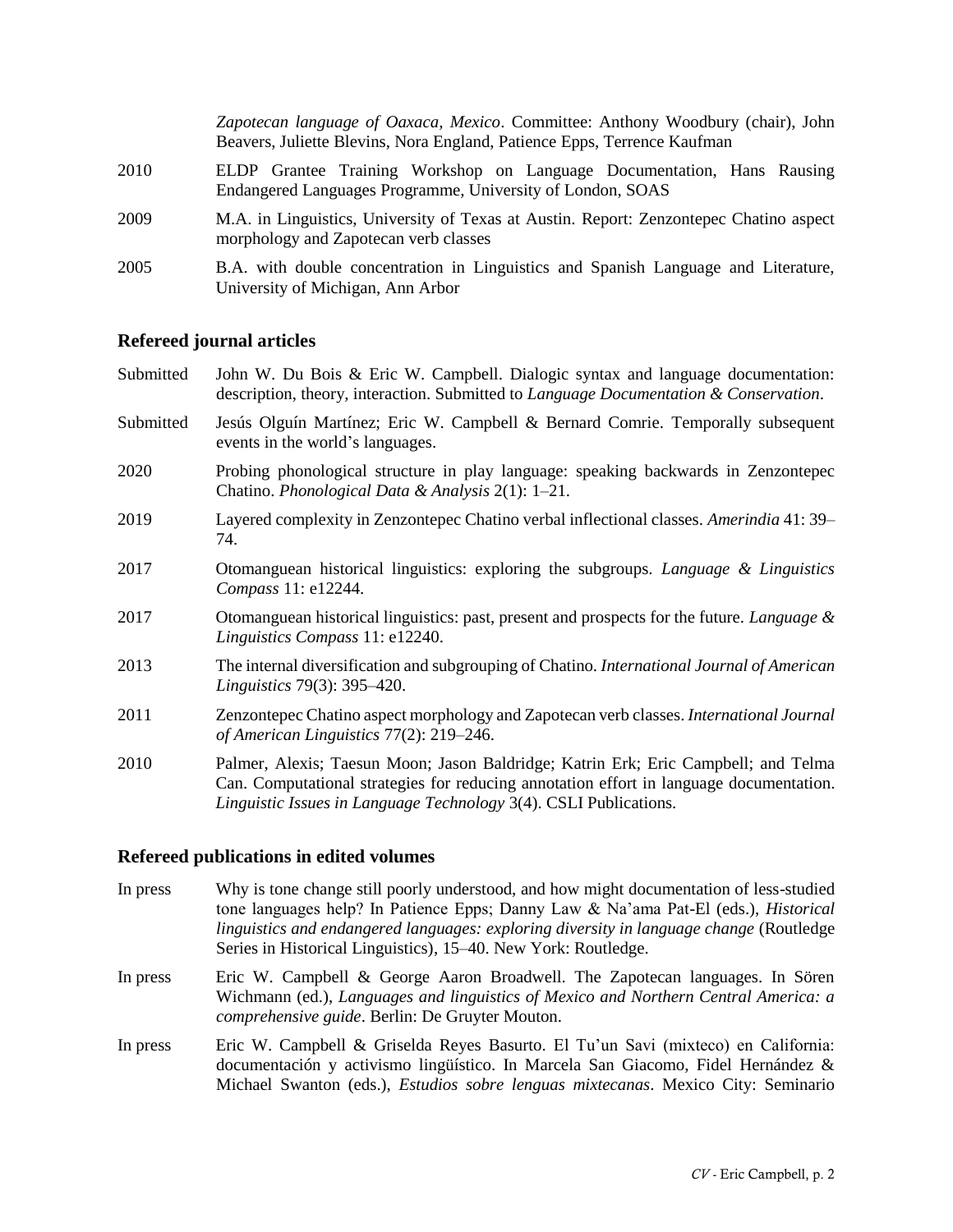*Zapotecan language of Oaxaca, Mexico*. Committee: Anthony Woodbury (chair), John Beavers, Juliette Blevins, Nora England, Patience Epps, Terrence Kaufman

2010 ELDP Grantee Training Workshop on Language Documentation, Hans Rausing Endangered Languages Programme, University of London, SOAS

2009 M.A. in Linguistics, University of Texas at Austin. Report: Zenzontepec Chatino aspect morphology and Zapotecan verb classes

2005 B.A. with double concentration in Linguistics and Spanish Language and Literature, University of Michigan, Ann Arbor

## Refereed journal articles

Submitted John W. Du Bois & Eric W. Campbell. Dialogic syntax and language documentation: description, theory, interaction. Submitted to *Language Documentation & Conservation*.

Submitted Jesús Olguín Martínez; Eric W. Campbell & Bernard Comrie. Temporally subsequent events in the world's languages.

2020 Probing phonological structure in play language: speaking backwards in Zenzontepec Chatino. *Phonological Data & Analysis* 2(1): 1–21.

2019 Layered complexity in Zenzontepec Chatino verbal inflectional classes. *Amerindia* 41: 39–74.

2017 Otomanguean historical linguistics: exploring the subgroups. *Language & Linguistics Compass* 11: e12244.

2017 Otomanguean historical linguistics: past, present and prospects for the future. *Language & Linguistics Compass* 11: e12240.

2013 The internal diversification and subgrouping of Chatino. *International Journal of American Linguistics* 79(3): 395–420.

2011 Zenzontepec Chatino aspect morphology and Zapotecan verb classes. *International Journal of American Linguistics* 77(2): 219–246.

2010 Palmer, Alexis; Taesun Moon; Jason Baldridge; Katrin Erk; Eric Campbell; and Telma Can. Computational strategies for reducing annotation effort in language documentation. *Linguistic Issues in Language Technology* 3(4). CSLI Publications.

## Refereed publications in edited volumes

In press Why is tone change still poorly understood, and how might documentation of less-studied tone languages help? In Patience Epps; Danny Law & Na'ama Pat-El (eds.), *Historical linguistics and endangered languages: exploring diversity in language change* (Routledge Series in Historical Linguistics), 15–40. New York: Routledge.

In press Eric W. Campbell & George Aaron Broadwell. The Zapotecan languages. In Sören Wichmann (ed.), *Languages and linguistics of Mexico and Northern Central America: a comprehensive guide*. Berlin: De Gruyter Mouton.

In press Eric W. Campbell & Griselda Reyes Basurto. El Tu'un Savi (mixteco) en California: documentación y activismo lingüístico. In Marcela San Giacomo, Fidel Hernández & Michael Swanton (eds.), *Estudios sobre lenguas mixtecanas*. Mexico City: Seminario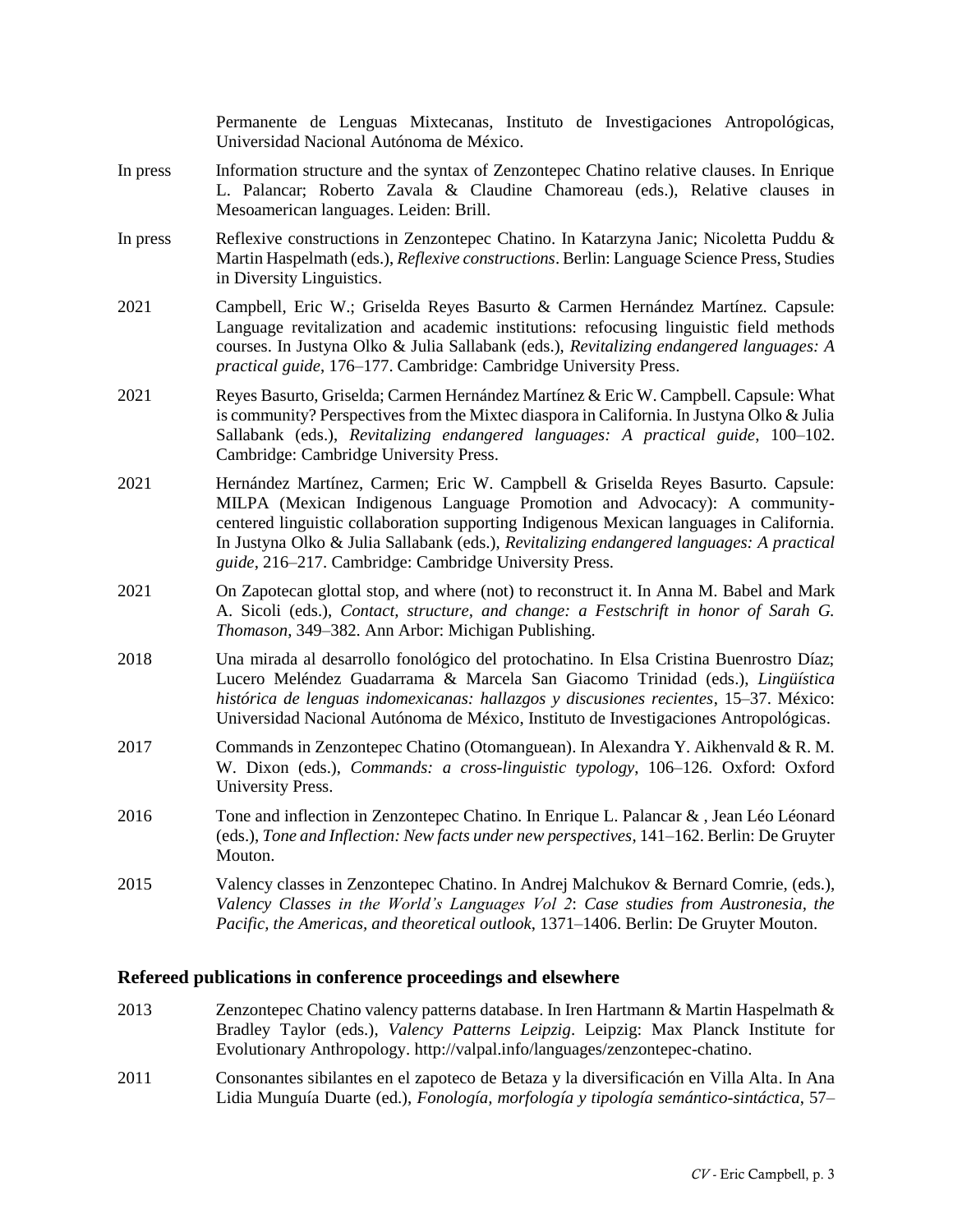Permanente de Lenguas Mixtecanas, Instituto de Investigaciones Antropológicas, Universidad Nacional Autónoma de México.

In press — Information structure and the syntax of Zenzontepec Chatino relative clauses. In Enrique L. Palancar; Roberto Zavala & Claudine Chamoreau (eds.), Relative clauses in Mesoamerican languages. Leiden: Brill.

In press — Reflexive constructions in Zenzontepec Chatino. In Katarzyna Janic; Nicoletta Puddu & Martin Haspelmath (eds.), *Reflexive constructions*. Berlin: Language Science Press, Studies in Diversity Linguistics.

2021 — Campbell, Eric W.; Griselda Reyes Basurto & Carmen Hernández Martínez. Capsule: Language revitalization and academic institutions: refocusing linguistic field methods courses. In Justyna Olko & Julia Sallabank (eds.), *Revitalizing endangered languages: A practical guide*, 176–177. Cambridge: Cambridge University Press.

2021 — Reyes Basurto, Griselda; Carmen Hernández Martínez & Eric W. Campbell. Capsule: What is community? Perspectives from the Mixtec diaspora in California. In Justyna Olko & Julia Sallabank (eds.), *Revitalizing endangered languages: A practical guide*, 100–102. Cambridge: Cambridge University Press.

2021 — Hernández Martínez, Carmen; Eric W. Campbell & Griselda Reyes Basurto. Capsule: MILPA (Mexican Indigenous Language Promotion and Advocacy): A community-centered linguistic collaboration supporting Indigenous Mexican languages in California. In Justyna Olko & Julia Sallabank (eds.), *Revitalizing endangered languages: A practical guide*, 216–217. Cambridge: Cambridge University Press.

2021 — On Zapotecan glottal stop, and where (not) to reconstruct it. In Anna M. Babel and Mark A. Sicoli (eds.), *Contact, structure, and change: a Festschrift in honor of Sarah G. Thomason*, 349–382. Ann Arbor: Michigan Publishing.

2018 — Una mirada al desarrollo fonológico del protochatino. In Elsa Cristina Buenrostro Díaz; Lucero Meléndez Guadarrama & Marcela San Giacomo Trinidad (eds.), *Lingüística histórica de lenguas indomexicanas: hallazgos y discusiones recientes*, 15–37. México: Universidad Nacional Autónoma de México, Instituto de Investigaciones Antropológicas.

2017 — Commands in Zenzontepec Chatino (Otomanguean). In Alexandra Y. Aikhenvald & R. M. W. Dixon (eds.), *Commands: a cross-linguistic typology*, 106–126. Oxford: Oxford University Press.

2016 — Tone and inflection in Zenzontepec Chatino. In Enrique L. Palancar & , Jean Léo Léonard (eds.), *Tone and Inflection: New facts under new perspectives*, 141–162. Berlin: De Gruyter Mouton.

2015 — Valency classes in Zenzontepec Chatino. In Andrej Malchukov & Bernard Comrie, (eds.), *Valency Classes in the World's Languages Vol 2*: *Case studies from Austronesia, the Pacific, the Americas, and theoretical outlook*, 1371–1406. Berlin: De Gruyter Mouton.

## Refereed publications in conference proceedings and elsewhere

2013 — Zenzontepec Chatino valency patterns database. In Iren Hartmann & Martin Haspelmath & Bradley Taylor (eds.), *Valency Patterns Leipzig*. Leipzig: Max Planck Institute for Evolutionary Anthropology. http://valpal.info/languages/zenzontepec-chatino.

2011 — Consonantes sibilantes en el zapoteco de Betaza y la diversificación en Villa Alta. In Ana Lidia Munguía Duarte (ed.), *Fonología, morfología y tipología semántico-sintáctica*, 57–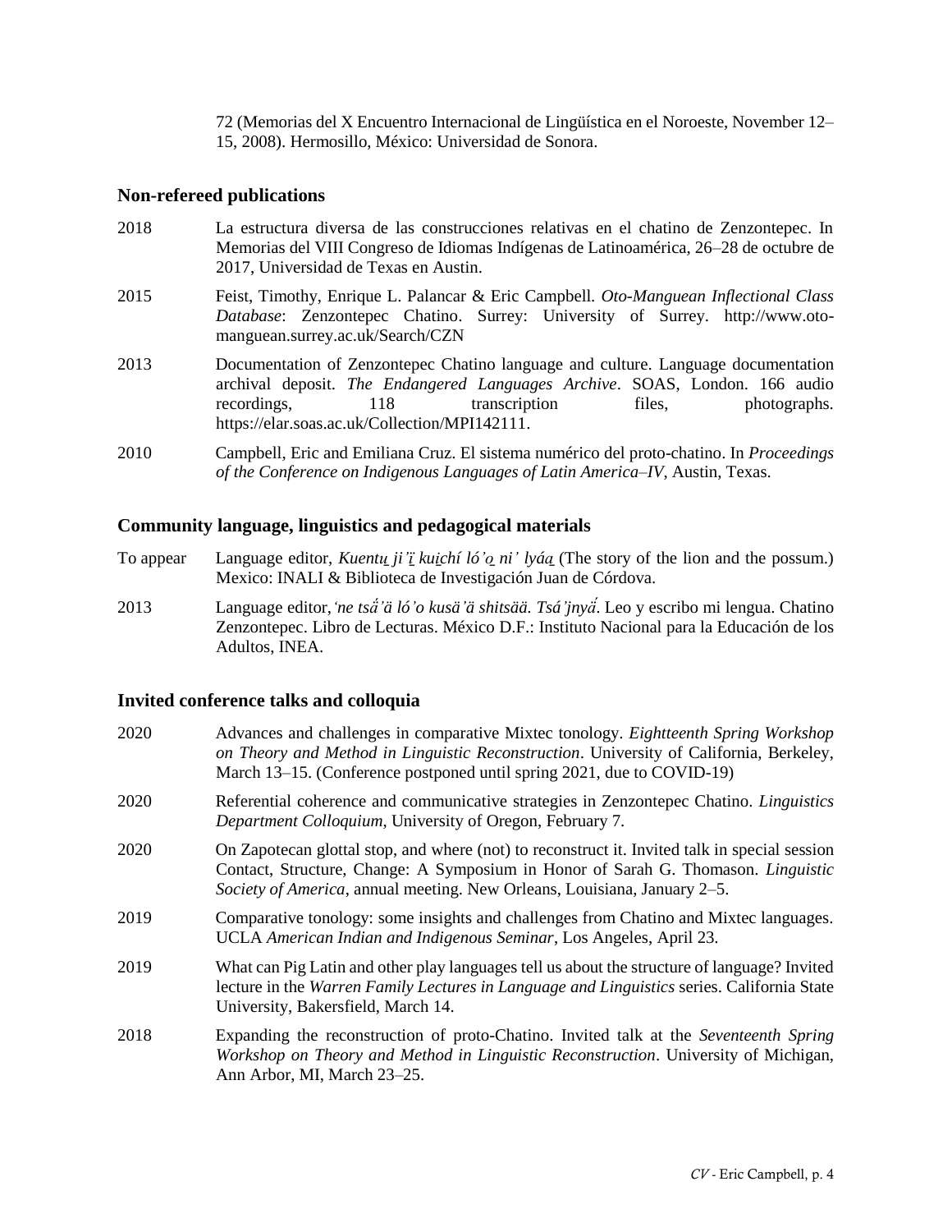72 (Memorias del X Encuentro Internacional de Lingüística en el Noroeste, November 12–15, 2008). Hermosillo, México: Universidad de Sonora.

## Non-refereed publications

2018 La estructura diversa de las construcciones relativas en el chatino de Zenzontepec. In Memorias del VIII Congreso de Idiomas Indígenas de Latinoamérica, 26–28 de octubre de 2017, Universidad de Texas en Austin.

2015 Feist, Timothy, Enrique L. Palancar & Eric Campbell. *Oto-Manguean Inflectional Class Database*: Zenzontepec Chatino. Surrey: University of Surrey. http://www.oto-manguean.surrey.ac.uk/Search/CZN

2013 Documentation of Zenzontepec Chatino language and culture. Language documentation archival deposit. *The Endangered Languages Archive*. SOAS, London. 166 audio recordings, 118 transcription files, photographs. https://elar.soas.ac.uk/Collection/MPI142111.

2010 Campbell, Eric and Emiliana Cruz. El sistema numérico del proto-chatino. In *Proceedings of the Conference on Indigenous Languages of Latin America–IV*, Austin, Texas.

## Community language, linguistics and pedagogical materials

To appear Language editor, *Kuentu̠ ji'ï̠ kui̠chí ló'o̠ ni' lyáa̠* (The story of the lion and the possum.) Mexico: INALI & Biblioteca de Investigación Juan de Córdova.

2013 Language editor, *'ne tsä́'ä ló'o kusä'ä shitsää. Tsá'jnyä́*. Leo y escribo mi lengua. Chatino Zenzontepec. Libro de Lecturas. México D.F.: Instituto Nacional para la Educación de los Adultos, INEA.

## Invited conference talks and colloquia

2020 Advances and challenges in comparative Mixtec tonology. *Eighteenth Spring Workshop on Theory and Method in Linguistic Reconstruction*. University of California, Berkeley, March 13–15. (Conference postponed until spring 2021, due to COVID-19)

2020 Referential coherence and communicative strategies in Zenzontepec Chatino. *Linguistics Department Colloquium*, University of Oregon, February 7.

2020 On Zapotecan glottal stop, and where (not) to reconstruct it. Invited talk in special session Contact, Structure, Change: A Symposium in Honor of Sarah G. Thomason. *Linguistic Society of America*, annual meeting. New Orleans, Louisiana, January 2–5.

2019 Comparative tonology: some insights and challenges from Chatino and Mixtec languages. UCLA *American Indian and Indigenous Seminar*, Los Angeles, April 23.

2019 What can Pig Latin and other play languages tell us about the structure of language? Invited lecture in the *Warren Family Lectures in Language and Linguistics* series. California State University, Bakersfield, March 14.

2018 Expanding the reconstruction of proto-Chatino. Invited talk at the *Seventeenth Spring Workshop on Theory and Method in Linguistic Reconstruction*. University of Michigan, Ann Arbor, MI, March 23–25.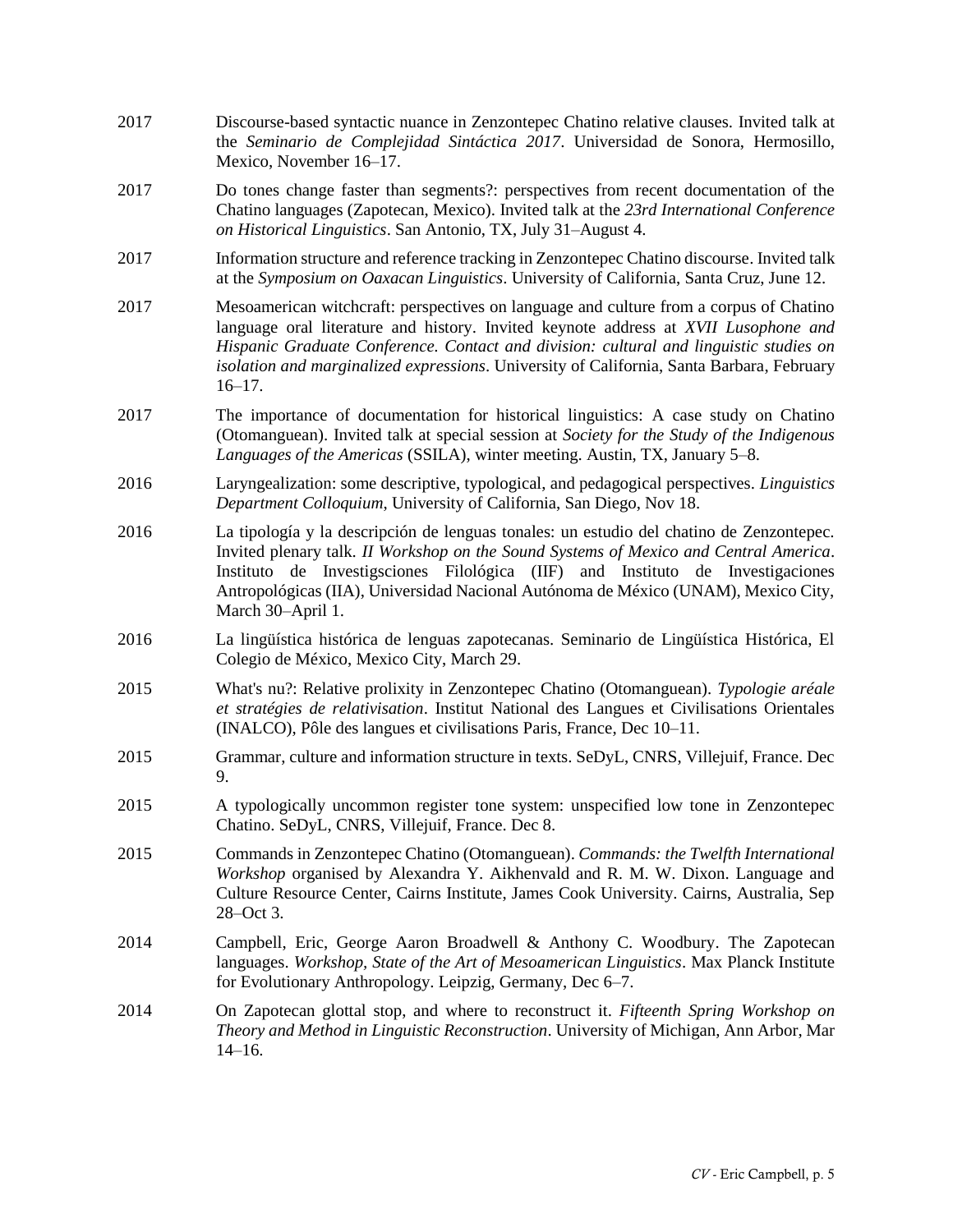2017 Discourse-based syntactic nuance in Zenzontepec Chatino relative clauses. Invited talk at the *Seminario de Complejidad Sintáctica 2017*. Universidad de Sonora, Hermosillo, Mexico, November 16–17.

2017 Do tones change faster than segments?: perspectives from recent documentation of the Chatino languages (Zapotecan, Mexico). Invited talk at the *23rd International Conference on Historical Linguistics*. San Antonio, TX, July 31–August 4.

2017 Information structure and reference tracking in Zenzontepec Chatino discourse. Invited talk at the *Symposium on Oaxacan Linguistics*. University of California, Santa Cruz, June 12.

2017 Mesoamerican witchcraft: perspectives on language and culture from a corpus of Chatino language oral literature and history. Invited keynote address at *XVII Lusophone and Hispanic Graduate Conference. Contact and division: cultural and linguistic studies on isolation and marginalized expressions*. University of California, Santa Barbara, February 16–17.

2017 The importance of documentation for historical linguistics: A case study on Chatino (Otomanguean). Invited talk at special session at *Society for the Study of the Indigenous Languages of the Americas* (SSILA), winter meeting. Austin, TX, January 5–8.

2016 Laryngealization: some descriptive, typological, and pedagogical perspectives. *Linguistics Department Colloquium*, University of California, San Diego, Nov 18.

2016 La tipología y la descripción de lenguas tonales: un estudio del chatino de Zenzontepec. Invited plenary talk. *II Workshop on the Sound Systems of Mexico and Central America*. Instituto de Investigsciones Filológica (IIF) and Instituto de Investigaciones Antropológicas (IIA), Universidad Nacional Autónoma de México (UNAM), Mexico City, March 30–April 1.

2016 La lingüística histórica de lenguas zapotecanas. Seminario de Lingüística Histórica, El Colegio de México, Mexico City, March 29.

2015 What's nu?: Relative prolixity in Zenzontepec Chatino (Otomanguean). *Typologie aréale et stratégies de relativisation*. Institut National des Langues et Civilisations Orientales (INALCO), Pôle des langues et civilisations Paris, France, Dec 10–11.

2015 Grammar, culture and information structure in texts. SeDyL, CNRS, Villejuif, France. Dec 9.

2015 A typologically uncommon register tone system: unspecified low tone in Zenzontepec Chatino. SeDyL, CNRS, Villejuif, France. Dec 8.

2015 Commands in Zenzontepec Chatino (Otomanguean). *Commands: the Twelfth International Workshop* organised by Alexandra Y. Aikhenvald and R. M. W. Dixon. Language and Culture Resource Center, Cairns Institute, James Cook University. Cairns, Australia, Sep 28–Oct 3.

2014 Campbell, Eric, George Aaron Broadwell & Anthony C. Woodbury. The Zapotecan languages. *Workshop, State of the Art of Mesoamerican Linguistics*. Max Planck Institute for Evolutionary Anthropology. Leipzig, Germany, Dec 6–7.

2014 On Zapotecan glottal stop, and where to reconstruct it. *Fifteenth Spring Workshop on Theory and Method in Linguistic Reconstruction*. University of Michigan, Ann Arbor, Mar 14–16.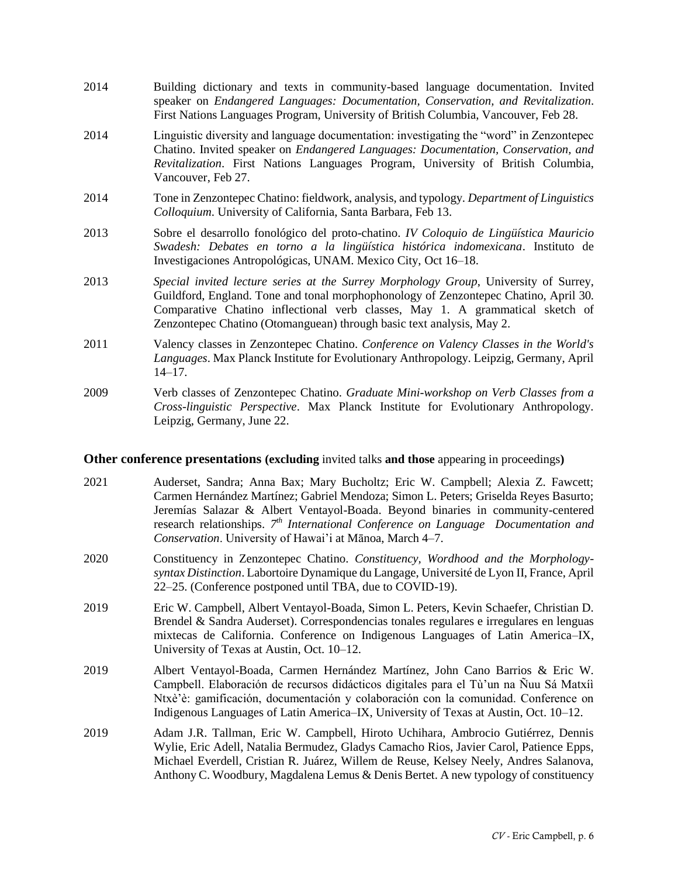2014 Building dictionary and texts in community-based language documentation. Invited speaker on *Endangered Languages: Documentation, Conservation, and Revitalization*. First Nations Languages Program, University of British Columbia, Vancouver, Feb 28.

2014 Linguistic diversity and language documentation: investigating the "word" in Zenzontepec Chatino. Invited speaker on *Endangered Languages: Documentation, Conservation, and Revitalization*. First Nations Languages Program, University of British Columbia, Vancouver, Feb 27.

2014 Tone in Zenzontepec Chatino: fieldwork, analysis, and typology. *Department of Linguistics Colloquium*. University of California, Santa Barbara, Feb 13.

2013 Sobre el desarrollo fonológico del proto-chatino. *IV Coloquio de Lingüística Mauricio Swadesh: Debates en torno a la lingüística histórica indomexicana*. Instituto de Investigaciones Antropológicas, UNAM. Mexico City, Oct 16–18.

2013 *Special invited lecture series at the Surrey Morphology Group*, University of Surrey, Guildford, England. Tone and tonal morphophonology of Zenzontepec Chatino, April 30. Comparative Chatino inflectional verb classes, May 1. A grammatical sketch of Zenzontepec Chatino (Otomanguean) through basic text analysis, May 2.

2011 Valency classes in Zenzontepec Chatino. *Conference on Valency Classes in the World's Languages*. Max Planck Institute for Evolutionary Anthropology. Leipzig, Germany, April 14–17.

2009 Verb classes of Zenzontepec Chatino. *Graduate Mini-workshop on Verb Classes from a Cross-linguistic Perspective*. Max Planck Institute for Evolutionary Anthropology. Leipzig, Germany, June 22.

### Other conference presentations (excluding invited talks and those appearing in proceedings)

2021 Auderset, Sandra; Anna Bax; Mary Bucholtz; Eric W. Campbell; Alexia Z. Fawcett; Carmen Hernández Martínez; Gabriel Mendoza; Simon L. Peters; Griselda Reyes Basurto; Jeremías Salazar & Albert Ventayol-Boada. Beyond binaries in community-centered research relationships. *7th International Conference on Language Documentation and Conservation*. University of Hawai'i at Mānoa, March 4–7.

2020 Constituency in Zenzontepec Chatino. *Constituency, Wordhood and the Morphology-syntax Distinction*. Labortoire Dynamique du Langage, Université de Lyon II, France, April 22–25. (Conference postponed until TBA, due to COVID-19).

2019 Eric W. Campbell, Albert Ventayol-Boada, Simon L. Peters, Kevin Schaefer, Christian D. Brendel & Sandra Auderset). Correspondencias tonales regulares e irregulares en lenguas mixtecas de California. Conference on Indigenous Languages of Latin America–IX, University of Texas at Austin, Oct. 10–12.

2019 Albert Ventayol-Boada, Carmen Hernández Martínez, John Cano Barrios & Eric W. Campbell. Elaboración de recursos didácticos digitales para el Tù'un na Ñuu Sá Matxìì Ntxè'è: gamificación, documentación y colaboración con la comunidad. Conference on Indigenous Languages of Latin America–IX, University of Texas at Austin, Oct. 10–12.

2019 Adam J.R. Tallman, Eric W. Campbell, Hiroto Uchihara, Ambrocio Gutiérrez, Dennis Wylie, Eric Adell, Natalia Bermudez, Gladys Camacho Rios, Javier Carol, Patience Epps, Michael Everdell, Cristian R. Juárez, Willem de Reuse, Kelsey Neely, Andres Salanova, Anthony C. Woodbury, Magdalena Lemus & Denis Bertet. A new typology of constituency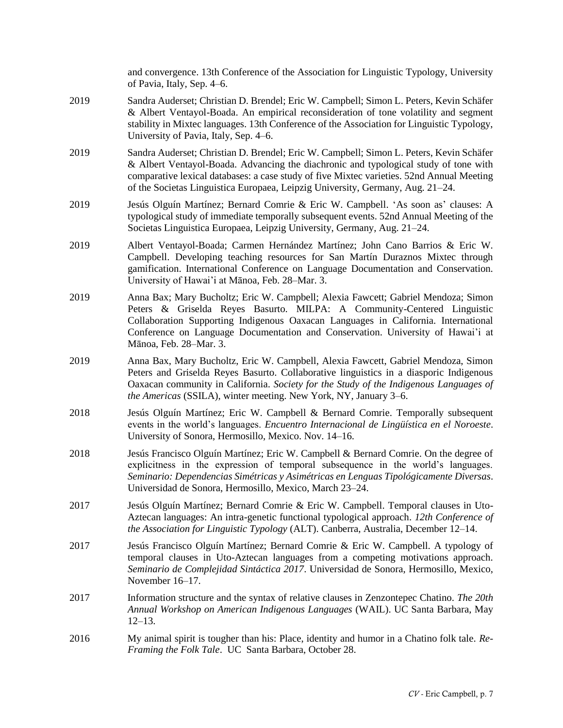and convergence. 13th Conference of the Association for Linguistic Typology, University of Pavia, Italy, Sep. 4–6.

2019 Sandra Auderset; Christian D. Brendel; Eric W. Campbell; Simon L. Peters, Kevin Schäfer & Albert Ventayol-Boada. An empirical reconsideration of tone volatility and segment stability in Mixtec languages. 13th Conference of the Association for Linguistic Typology, University of Pavia, Italy, Sep. 4–6.

2019 Sandra Auderset; Christian D. Brendel; Eric W. Campbell; Simon L. Peters, Kevin Schäfer & Albert Ventayol-Boada. Advancing the diachronic and typological study of tone with comparative lexical databases: a case study of five Mixtec varieties. 52nd Annual Meeting of the Societas Linguistica Europaea, Leipzig University, Germany, Aug. 21–24.

2019 Jesús Olguín Martínez; Bernard Comrie & Eric W. Campbell. 'As soon as' clauses: A typological study of immediate temporally subsequent events. 52nd Annual Meeting of the Societas Linguistica Europaea, Leipzig University, Germany, Aug. 21–24.

2019 Albert Ventayol-Boada; Carmen Hernández Martínez; John Cano Barrios & Eric W. Campbell. Developing teaching resources for San Martín Duraznos Mixtec through gamification. International Conference on Language Documentation and Conservation. University of Hawai'i at Mānoa, Feb. 28–Mar. 3.

2019 Anna Bax; Mary Bucholtz; Eric W. Campbell; Alexia Fawcett; Gabriel Mendoza; Simon Peters & Griselda Reyes Basurto. MILPA: A Community-Centered Linguistic Collaboration Supporting Indigenous Oaxacan Languages in California. International Conference on Language Documentation and Conservation. University of Hawai'i at Mānoa, Feb. 28–Mar. 3.

2019 Anna Bax, Mary Bucholtz, Eric W. Campbell, Alexia Fawcett, Gabriel Mendoza, Simon Peters and Griselda Reyes Basurto. Collaborative linguistics in a diasporic Indigenous Oaxacan community in California. *Society for the Study of the Indigenous Languages of the Americas* (SSILA), winter meeting. New York, NY, January 3–6.

2018 Jesús Olguín Martínez; Eric W. Campbell & Bernard Comrie. Temporally subsequent events in the world's languages. *Encuentro Internacional de Lingüística en el Noroeste*. University of Sonora, Hermosillo, Mexico. Nov. 14–16.

2018 Jesús Francisco Olguín Martínez; Eric W. Campbell & Bernard Comrie. On the degree of explicitness in the expression of temporal subsequence in the world's languages. *Seminario: Dependencias Simétricas y Asimétricas en Lenguas Tipológicamente Diversas*. Universidad de Sonora, Hermosillo, Mexico, March 23–24.

2017 Jesús Olguín Martínez; Bernard Comrie & Eric W. Campbell. Temporal clauses in Uto-Aztecan languages: An intra-genetic functional typological approach. *12th Conference of the Association for Linguistic Typology* (ALT). Canberra, Australia, December 12–14.

2017 Jesús Francisco Olguín Martínez; Bernard Comrie & Eric W. Campbell. A typology of temporal clauses in Uto-Aztecan languages from a competing motivations approach. *Seminario de Complejidad Sintáctica 2017*. Universidad de Sonora, Hermosillo, Mexico, November 16–17.

2017 Information structure and the syntax of relative clauses in Zenzontepec Chatino. *The 20th Annual Workshop on American Indigenous Languages* (WAIL). UC Santa Barbara, May 12–13.

2016 My animal spirit is tougher than his: Place, identity and humor in a Chatino folk tale. *Re-Framing the Folk Tale*. UC Santa Barbara, October 28.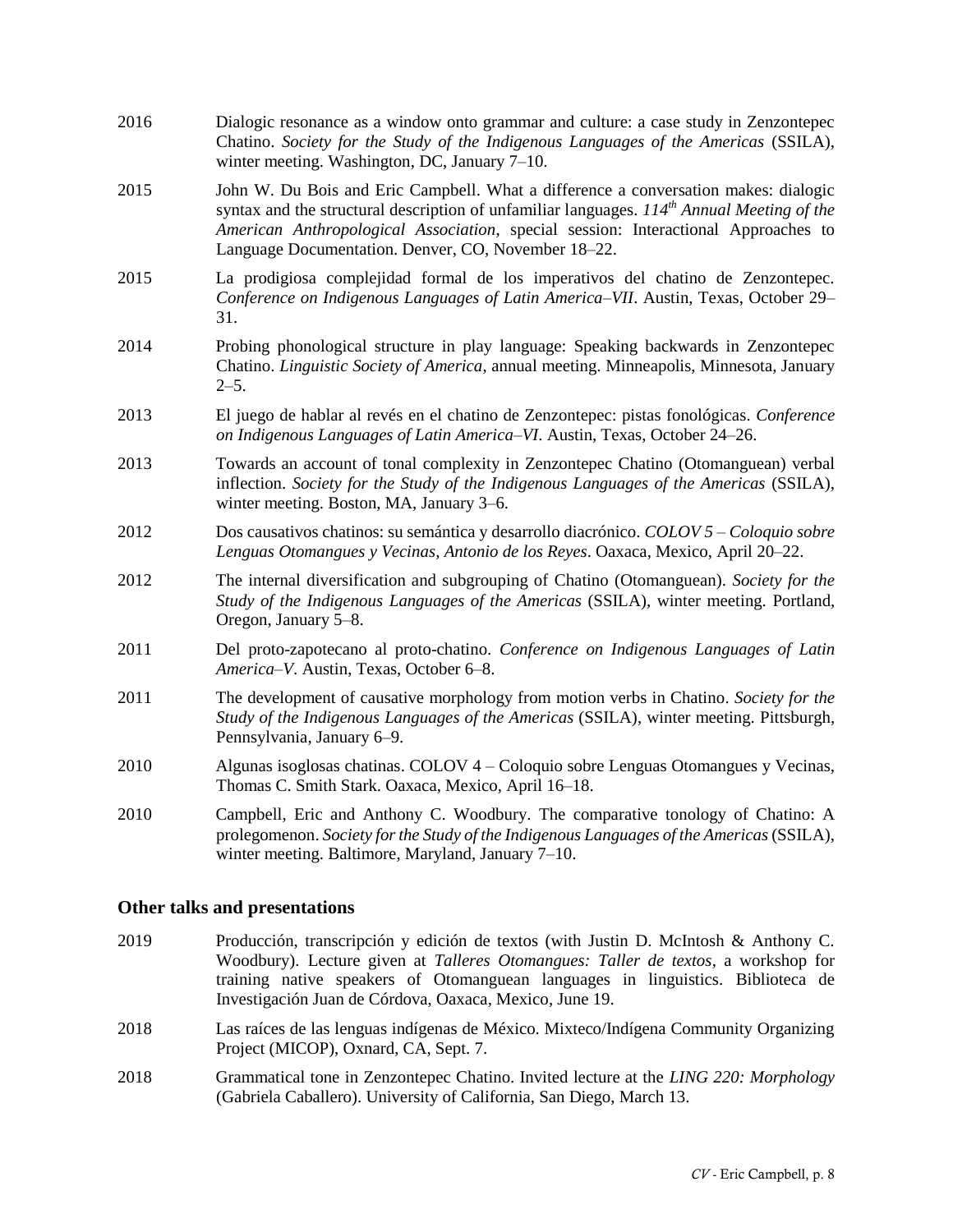2016 Dialogic resonance as a window onto grammar and culture: a case study in Zenzontepec Chatino. *Society for the Study of the Indigenous Languages of the Americas* (SSILA), winter meeting. Washington, DC, January 7–10.

2015 John W. Du Bois and Eric Campbell. What a difference a conversation makes: dialogic syntax and the structural description of unfamiliar languages. *114th Annual Meeting of the American Anthropological Association*, special session: Interactional Approaches to Language Documentation. Denver, CO, November 18–22.

2015 La prodigiosa complejidad formal de los imperativos del chatino de Zenzontepec. *Conference on Indigenous Languages of Latin America–VII*. Austin, Texas, October 29–31.

2014 Probing phonological structure in play language: Speaking backwards in Zenzontepec Chatino. *Linguistic Society of America*, annual meeting. Minneapolis, Minnesota, January 2–5.

2013 El juego de hablar al revés en el chatino de Zenzontepec: pistas fonológicas. *Conference on Indigenous Languages of Latin America–VI*. Austin, Texas, October 24–26.

2013 Towards an account of tonal complexity in Zenzontepec Chatino (Otomanguean) verbal inflection. *Society for the Study of the Indigenous Languages of the Americas* (SSILA), winter meeting. Boston, MA, January 3–6.

2012 Dos causativos chatinos: su semántica y desarrollo diacrónico. *COLOV 5 – Coloquio sobre Lenguas Otomangues y Vecinas, Antonio de los Reyes*. Oaxaca, Mexico, April 20–22.

2012 The internal diversification and subgrouping of Chatino (Otomanguean). *Society for the Study of the Indigenous Languages of the Americas* (SSILA), winter meeting. Portland, Oregon, January 5–8.

2011 Del proto-zapotecano al proto-chatino. *Conference on Indigenous Languages of Latin America–V*. Austin, Texas, October 6–8.

2011 The development of causative morphology from motion verbs in Chatino. *Society for the Study of the Indigenous Languages of the Americas* (SSILA), winter meeting. Pittsburgh, Pennsylvania, January 6–9.

2010 Algunas isoglosas chatinas. COLOV 4 – Coloquio sobre Lenguas Otomangues y Vecinas, Thomas C. Smith Stark. Oaxaca, Mexico, April 16–18.

2010 Campbell, Eric and Anthony C. Woodbury. The comparative tonology of Chatino: A prolegomenon. *Society for the Study of the Indigenous Languages of the Americas* (SSILA), winter meeting. Baltimore, Maryland, January 7–10.

## Other talks and presentations

2019 Producción, transcripción y edición de textos (with Justin D. McIntosh & Anthony C. Woodbury). Lecture given at *Talleres Otomangues: Taller de textos*, a workshop for training native speakers of Otomanguean languages in linguistics. Biblioteca de Investigación Juan de Córdova, Oaxaca, Mexico, June 19.

2018 Las raíces de las lenguas indígenas de México. Mixteco/Indígena Community Organizing Project (MICOP), Oxnard, CA, Sept. 7.

2018 Grammatical tone in Zenzontepec Chatino. Invited lecture at the *LING 220: Morphology* (Gabriela Caballero). University of California, San Diego, March 13.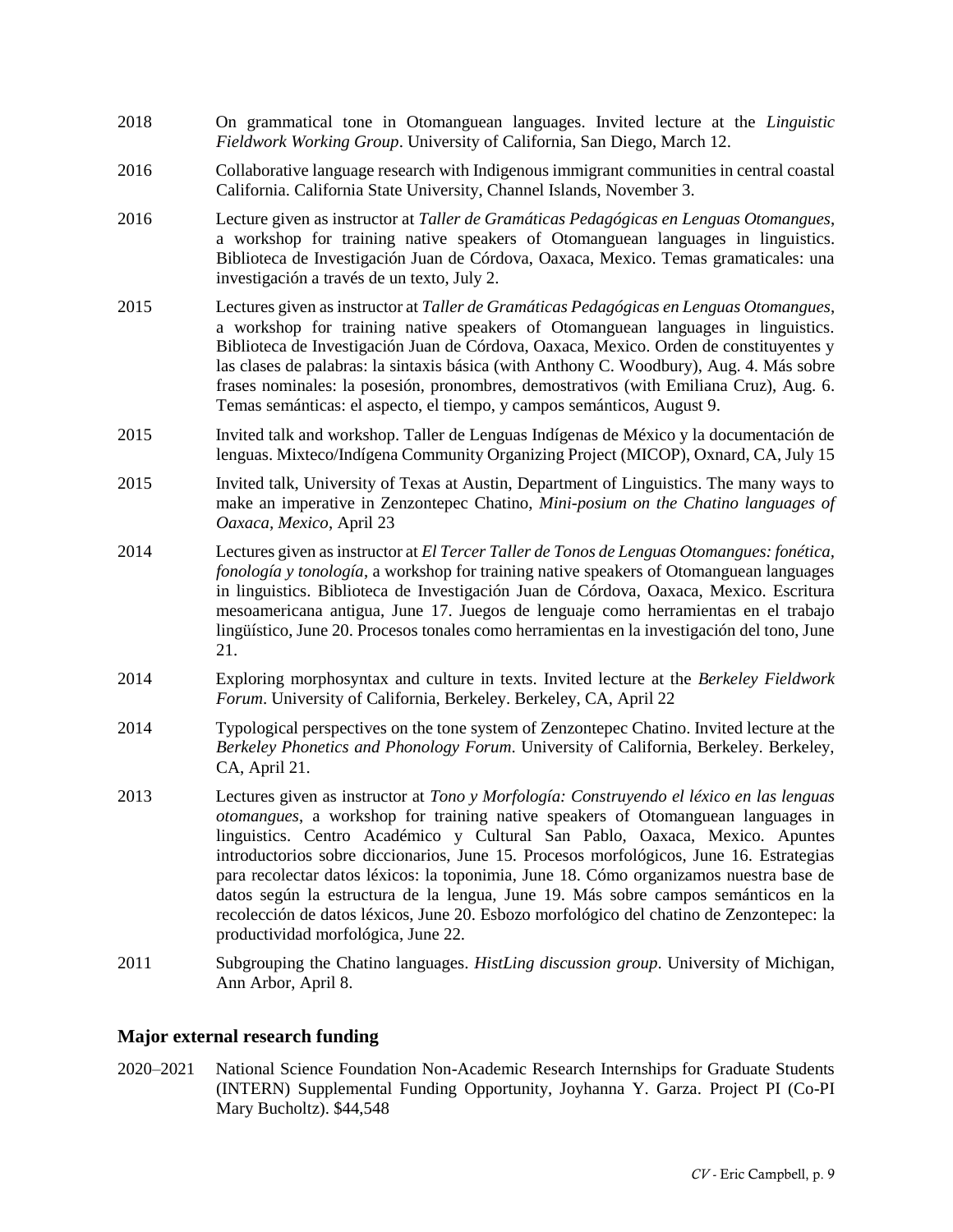2018 On grammatical tone in Otomanguean languages. Invited lecture at the *Linguistic Fieldwork Working Group*. University of California, San Diego, March 12.

2016 Collaborative language research with Indigenous immigrant communities in central coastal California. California State University, Channel Islands, November 3.

2016 Lecture given as instructor at *Taller de Gramáticas Pedagógicas en Lenguas Otomangues*, a workshop for training native speakers of Otomanguean languages in linguistics. Biblioteca de Investigación Juan de Córdova, Oaxaca, Mexico. Temas gramaticales: una investigación a través de un texto, July 2.

2015 Lectures given as instructor at *Taller de Gramáticas Pedagógicas en Lenguas Otomangues*, a workshop for training native speakers of Otomanguean languages in linguistics. Biblioteca de Investigación Juan de Córdova, Oaxaca, Mexico. Orden de constituyentes y las clases de palabras: la sintaxis básica (with Anthony C. Woodbury), Aug. 4. Más sobre frases nominales: la posesión, pronombres, demostrativos (with Emiliana Cruz), Aug. 6. Temas semánticas: el aspecto, el tiempo, y campos semánticos, August 9.

2015 Invited talk and workshop. Taller de Lenguas Indígenas de México y la documentación de lenguas. Mixteco/Indígena Community Organizing Project (MICOP), Oxnard, CA, July 15

2015 Invited talk, University of Texas at Austin, Department of Linguistics. The many ways to make an imperative in Zenzontepec Chatino, *Mini-posium on the Chatino languages of Oaxaca, Mexico*, April 23

2014 Lectures given as instructor at *El Tercer Taller de Tonos de Lenguas Otomangues: fonética, fonología y tonología*, a workshop for training native speakers of Otomanguean languages in linguistics. Biblioteca de Investigación Juan de Córdova, Oaxaca, Mexico. Escritura mesoamericana antigua, June 17. Juegos de lenguaje como herramientas en el trabajo lingüístico, June 20. Procesos tonales como herramientas en la investigación del tono, June 21.

2014 Exploring morphosyntax and culture in texts. Invited lecture at the *Berkeley Fieldwork Forum*. University of California, Berkeley. Berkeley, CA, April 22

2014 Typological perspectives on the tone system of Zenzontepec Chatino. Invited lecture at the *Berkeley Phonetics and Phonology Forum*. University of California, Berkeley. Berkeley, CA, April 21.

2013 Lectures given as instructor at *Tono y Morfología: Construyendo el léxico en las lenguas otomangues*, a workshop for training native speakers of Otomanguean languages in linguistics. Centro Académico y Cultural San Pablo, Oaxaca, Mexico. Apuntes introductorios sobre diccionarios, June 15. Procesos morfológicos, June 16. Estrategias para recolectar datos léxicos: la toponimia, June 18. Cómo organizamos nuestra base de datos según la estructura de la lengua, June 19. Más sobre campos semánticos en la recolección de datos léxicos, June 20. Esbozo morfológico del chatino de Zenzontepec: la productividad morfológica, June 22.

2011 Subgrouping the Chatino languages. *HistLing discussion group*. University of Michigan, Ann Arbor, April 8.

## Major external research funding

2020–2021 National Science Foundation Non-Academic Research Internships for Graduate Students (INTERN) Supplemental Funding Opportunity, Joyhanna Y. Garza. Project PI (Co-PI Mary Bucholtz). $44,548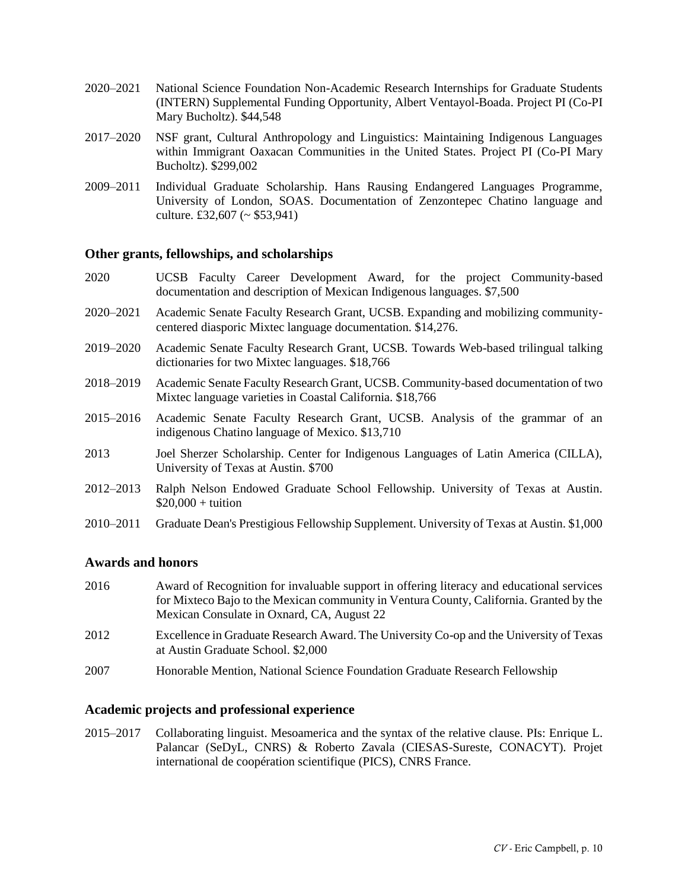2020–2021 National Science Foundation Non-Academic Research Internships for Graduate Students (INTERN) Supplemental Funding Opportunity, Albert Ventayol-Boada. Project PI (Co-PI Mary Bucholtz). $44,548

2017–2020 NSF grant, Cultural Anthropology and Linguistics: Maintaining Indigenous Languages within Immigrant Oaxacan Communities in the United States. Project PI (Co-PI Mary Bucholtz). $299,002

2009–2011 Individual Graduate Scholarship. Hans Rausing Endangered Languages Programme, University of London, SOAS. Documentation of Zenzontepec Chatino language and culture. £32,607 (~ $53,941)

## Other grants, fellowships, and scholarships

2020 UCSB Faculty Career Development Award, for the project Community-based documentation and description of Mexican Indigenous languages. $7,500

2020–2021 Academic Senate Faculty Research Grant, UCSB. Expanding and mobilizing community-centered diasporic Mixtec language documentation. $14,276.

2019–2020 Academic Senate Faculty Research Grant, UCSB. Towards Web-based trilingual talking dictionaries for two Mixtec languages. $18,766

2018–2019 Academic Senate Faculty Research Grant, UCSB. Community-based documentation of two Mixtec language varieties in Coastal California. $18,766

2015–2016 Academic Senate Faculty Research Grant, UCSB. Analysis of the grammar of an indigenous Chatino language of Mexico. $13,710

2013 Joel Sherzer Scholarship. Center for Indigenous Languages of Latin America (CILLA), University of Texas at Austin. $700

2012–2013 Ralph Nelson Endowed Graduate School Fellowship. University of Texas at Austin. $20,000 + tuition

2010–2011 Graduate Dean's Prestigious Fellowship Supplement. University of Texas at Austin. $1,000

## Awards and honors

2016 Award of Recognition for invaluable support in offering literacy and educational services for Mixteco Bajo to the Mexican community in Ventura County, California. Granted by the Mexican Consulate in Oxnard, CA, August 22

2012 Excellence in Graduate Research Award. The University Co-op and the University of Texas at Austin Graduate School. $2,000

2007 Honorable Mention, National Science Foundation Graduate Research Fellowship

## Academic projects and professional experience

2015–2017 Collaborating linguist. Mesoamerica and the syntax of the relative clause. PIs: Enrique L. Palancar (SeDyL, CNRS) & Roberto Zavala (CIESAS-Sureste, CONACYT). Projet international de coopération scientifique (PICS), CNRS France.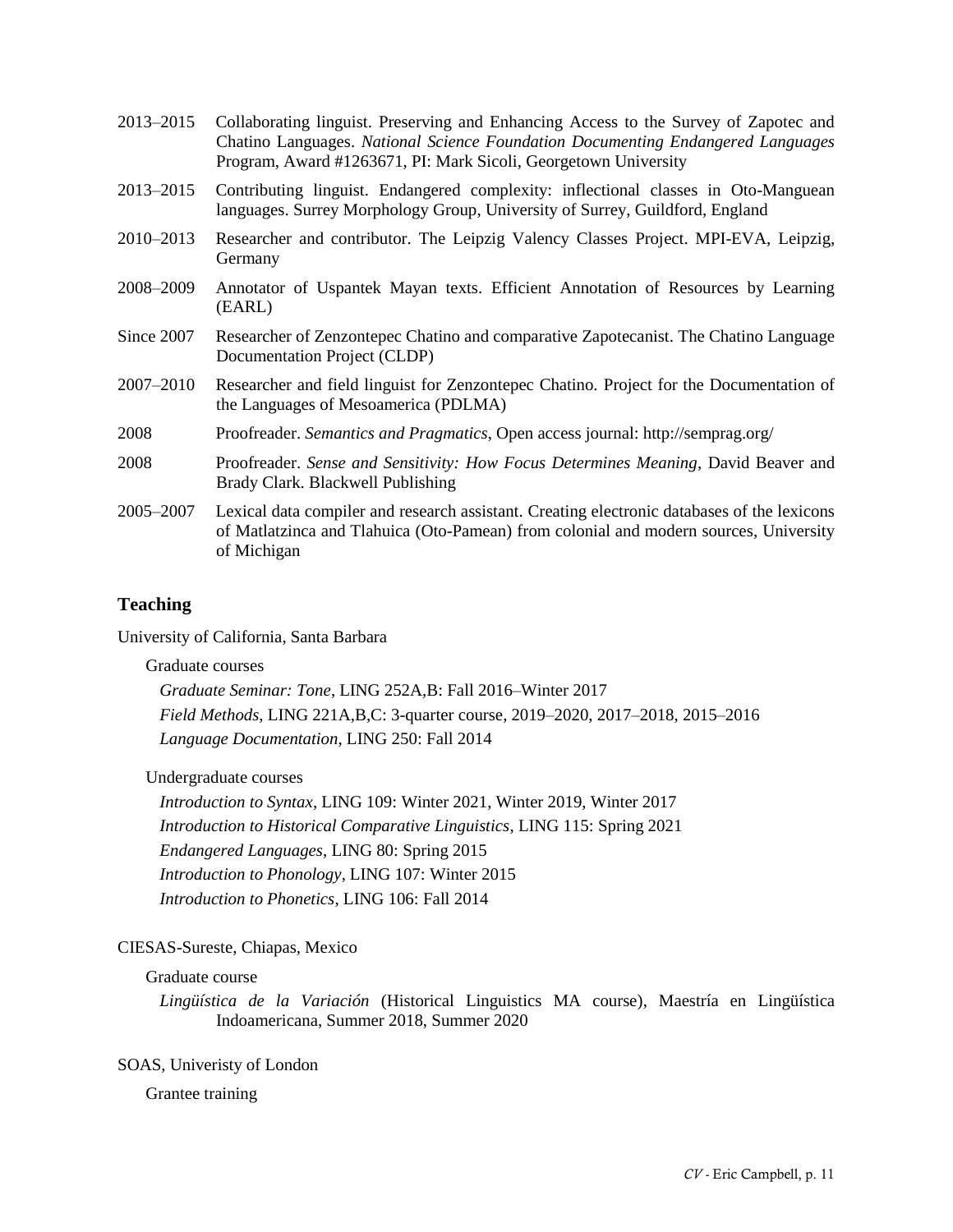2013–2015 Collaborating linguist. Preserving and Enhancing Access to the Survey of Zapotec and Chatino Languages. *National Science Foundation Documenting Endangered Languages* Program, Award #1263671, PI: Mark Sicoli, Georgetown University

2013–2015 Contributing linguist. Endangered complexity: inflectional classes in Oto-Manguean languages. Surrey Morphology Group, University of Surrey, Guildford, England

2010–2013 Researcher and contributor. The Leipzig Valency Classes Project. MPI-EVA, Leipzig, Germany

2008–2009 Annotator of Uspantek Mayan texts. Efficient Annotation of Resources by Learning (EARL)

Since 2007 Researcher of Zenzontepec Chatino and comparative Zapotecanist. The Chatino Language Documentation Project (CLDP)

2007–2010 Researcher and field linguist for Zenzontepec Chatino. Project for the Documentation of the Languages of Mesoamerica (PDLMA)

2008 Proofreader. *Semantics and Pragmatics*, Open access journal: http://semprag.org/

2008 Proofreader. *Sense and Sensitivity: How Focus Determines Meaning*, David Beaver and Brady Clark. Blackwell Publishing

2005–2007 Lexical data compiler and research assistant. Creating electronic databases of the lexicons of Matlatzinca and Tlahuica (Oto-Pamean) from colonial and modern sources, University of Michigan

## Teaching

University of California, Santa Barbara

Graduate courses

*Graduate Seminar: Tone*, LING 252A,B: Fall 2016–Winter 2017
*Field Methods*, LING 221A,B,C: 3-quarter course, 2019–2020, 2017–2018, 2015–2016
*Language Documentation*, LING 250: Fall 2014

Undergraduate courses

*Introduction to Syntax*, LING 109: Winter 2021, Winter 2019, Winter 2017
*Introduction to Historical Comparative Linguistics*, LING 115: Spring 2021
*Endangered Languages*, LING 80: Spring 2015
*Introduction to Phonology*, LING 107: Winter 2015
*Introduction to Phonetics*, LING 106: Fall 2014

CIESAS-Sureste, Chiapas, Mexico

Graduate course

*Lingüística de la Variación* (Historical Linguistics MA course), Maestría en Lingüística Indoamericana, Summer 2018, Summer 2020

SOAS, Univeristy of London

Grantee training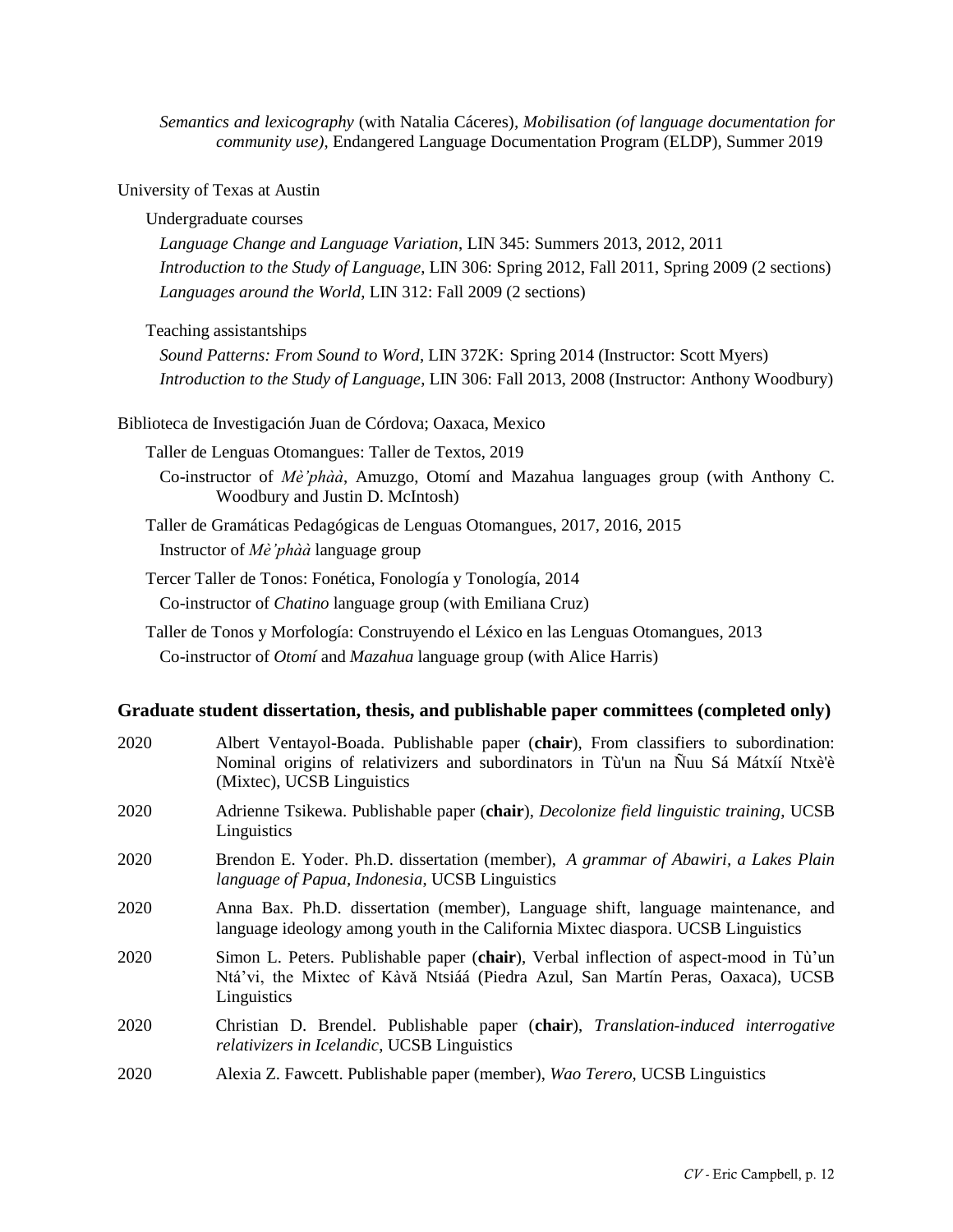*Semantics and lexicography* (with Natalia Cáceres), *Mobilisation (of language documentation for community use)*, Endangered Language Documentation Program (ELDP), Summer 2019

University of Texas at Austin

Undergraduate courses

*Language Change and Language Variation*, LIN 345: Summers 2013, 2012, 2011
*Introduction to the Study of Language*, LIN 306: Spring 2012, Fall 2011, Spring 2009 (2 sections)
*Languages around the World*, LIN 312: Fall 2009 (2 sections)

Teaching assistantships

*Sound Patterns: From Sound to Word*, LIN 372K: Spring 2014 (Instructor: Scott Myers)
*Introduction to the Study of Language*, LIN 306: Fall 2013, 2008 (Instructor: Anthony Woodbury)

Biblioteca de Investigación Juan de Córdova; Oaxaca, Mexico

Taller de Lenguas Otomangues: Taller de Textos, 2019
Co-instructor of *Mè'phàà*, Amuzgo, Otomí and Mazahua languages group (with Anthony C. Woodbury and Justin D. McIntosh)

Taller de Gramáticas Pedagógicas de Lenguas Otomangues, 2017, 2016, 2015
Instructor of *Mè'phàà* language group

Tercer Taller de Tonos: Fonética, Fonología y Tonología, 2014
Co-instructor of *Chatino* language group (with Emiliana Cruz)

Taller de Tonos y Morfología: Construyendo el Léxico en las Lenguas Otomangues, 2013
Co-instructor of *Otomí* and *Mazahua* language group (with Alice Harris)

## Graduate student dissertation, thesis, and publishable paper committees (completed only)

2020 Albert Ventayol-Boada. Publishable paper (**chair**), From classifiers to subordination: Nominal origins of relativizers and subordinators in Tù'un na Ñuu Sá Mátxíí Ntxè'è (Mixtec), UCSB Linguistics

2020 Adrienne Tsikewa. Publishable paper (**chair**), *Decolonize field linguistic training*, UCSB Linguistics

2020 Brendon E. Yoder. Ph.D. dissertation (member), *A grammar of Abawiri, a Lakes Plain language of Papua, Indonesia*, UCSB Linguistics

2020 Anna Bax. Ph.D. dissertation (member), Language shift, language maintenance, and language ideology among youth in the California Mixtec diaspora. UCSB Linguistics

2020 Simon L. Peters. Publishable paper (**chair**), Verbal inflection of aspect-mood in Tù'un Ntá'vi, the Mixtec of Kàvǎ Ntsiáá (Piedra Azul, San Martín Peras, Oaxaca), UCSB Linguistics

2020 Christian D. Brendel. Publishable paper (**chair**), *Translation-induced interrogative relativizers in Icelandic*, UCSB Linguistics

2020 Alexia Z. Fawcett. Publishable paper (member), *Wao Terero*, UCSB Linguistics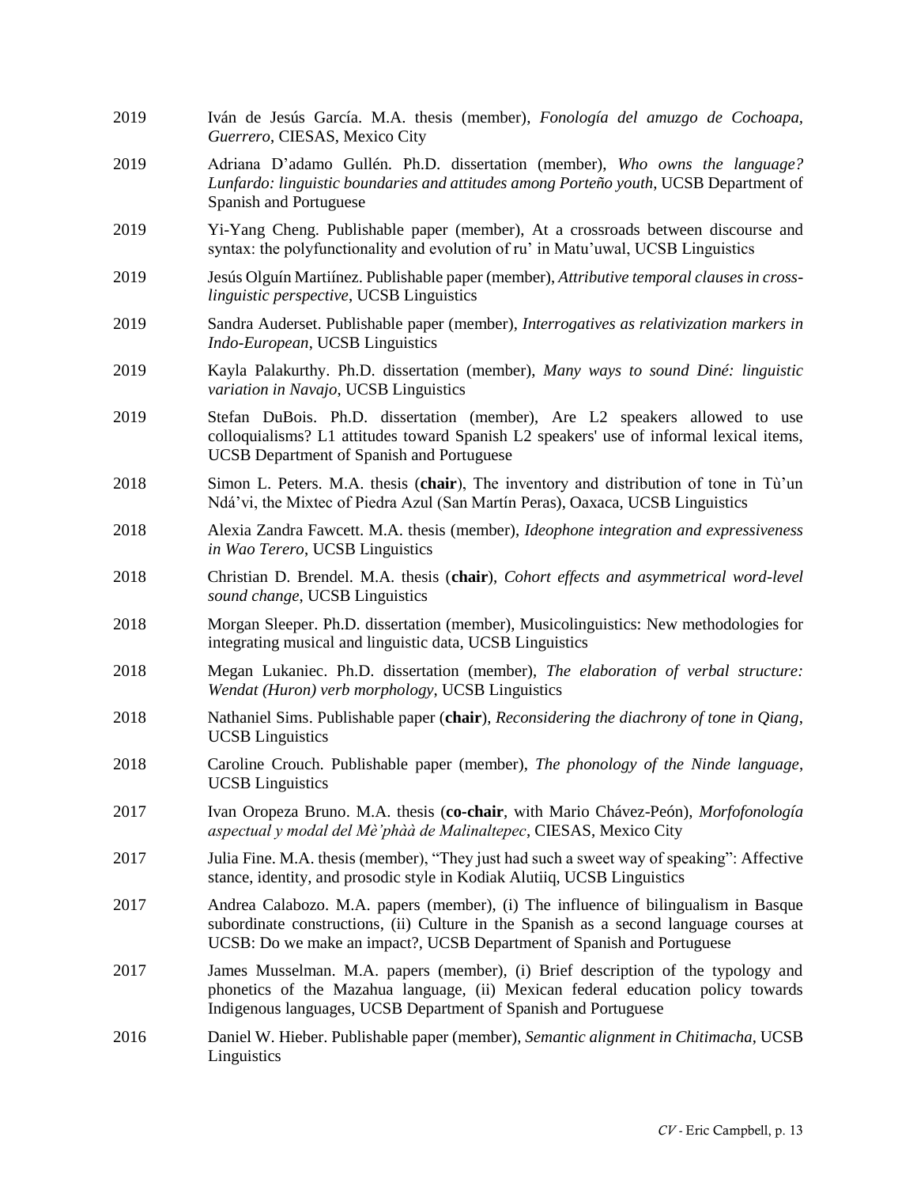2019 Iván de Jesús García. M.A. thesis (member), *Fonología del amuzgo de Cochoapa, Guerrero*, CIESAS, Mexico City

2019 Adriana D'adamo Gullén. Ph.D. dissertation (member), *Who owns the language? Lunfardo: linguistic boundaries and attitudes among Porteño youth*, UCSB Department of Spanish and Portuguese

2019 Yi-Yang Cheng. Publishable paper (member), At a crossroads between discourse and syntax: the polyfunctionality and evolution of ru' in Matu'uwal, UCSB Linguistics

2019 Jesús Olguín Martiínez. Publishable paper (member), *Attributive temporal clauses in cross-linguistic perspective*, UCSB Linguistics

2019 Sandra Auderset. Publishable paper (member), *Interrogatives as relativization markers in Indo-European*, UCSB Linguistics

2019 Kayla Palakurthy. Ph.D. dissertation (member), *Many ways to sound Diné: linguistic variation in Navajo*, UCSB Linguistics

2019 Stefan DuBois. Ph.D. dissertation (member), Are L2 speakers allowed to use colloquialisms? L1 attitudes toward Spanish L2 speakers' use of informal lexical items, UCSB Department of Spanish and Portuguese

2018 Simon L. Peters. M.A. thesis (**chair**), The inventory and distribution of tone in Tù'un Ndá'vi, the Mixtec of Piedra Azul (San Martín Peras), Oaxaca, UCSB Linguistics

2018 Alexia Zandra Fawcett. M.A. thesis (member), *Ideophone integration and expressiveness in Wao Terero*, UCSB Linguistics

2018 Christian D. Brendel. M.A. thesis (**chair**), *Cohort effects and asymmetrical word-level sound change*, UCSB Linguistics

2018 Morgan Sleeper. Ph.D. dissertation (member), Musicolinguistics: New methodologies for integrating musical and linguistic data, UCSB Linguistics

2018 Megan Lukaniec. Ph.D. dissertation (member), *The elaboration of verbal structure: Wendat (Huron) verb morphology*, UCSB Linguistics

2018 Nathaniel Sims. Publishable paper (**chair**), *Reconsidering the diachrony of tone in Qiang*, UCSB Linguistics

2018 Caroline Crouch. Publishable paper (member), *The phonology of the Ninde language*, UCSB Linguistics

2017 Ivan Oropeza Bruno. M.A. thesis (**co-chair**, with Mario Chávez-Peón), *Morfofonología aspectual y modal del Mè'phàà de Malinaltepec*, CIESAS, Mexico City

2017 Julia Fine. M.A. thesis (member), "They just had such a sweet way of speaking": Affective stance, identity, and prosodic style in Kodiak Alutiiq, UCSB Linguistics

2017 Andrea Calabozo. M.A. papers (member), (i) The influence of bilingualism in Basque subordinate constructions, (ii) Culture in the Spanish as a second language courses at UCSB: Do we make an impact?, UCSB Department of Spanish and Portuguese

2017 James Musselman. M.A. papers (member), (i) Brief description of the typology and phonetics of the Mazahua language, (ii) Mexican federal education policy towards Indigenous languages, UCSB Department of Spanish and Portuguese

2016 Daniel W. Hieber. Publishable paper (member), *Semantic alignment in Chitimacha*, UCSB Linguistics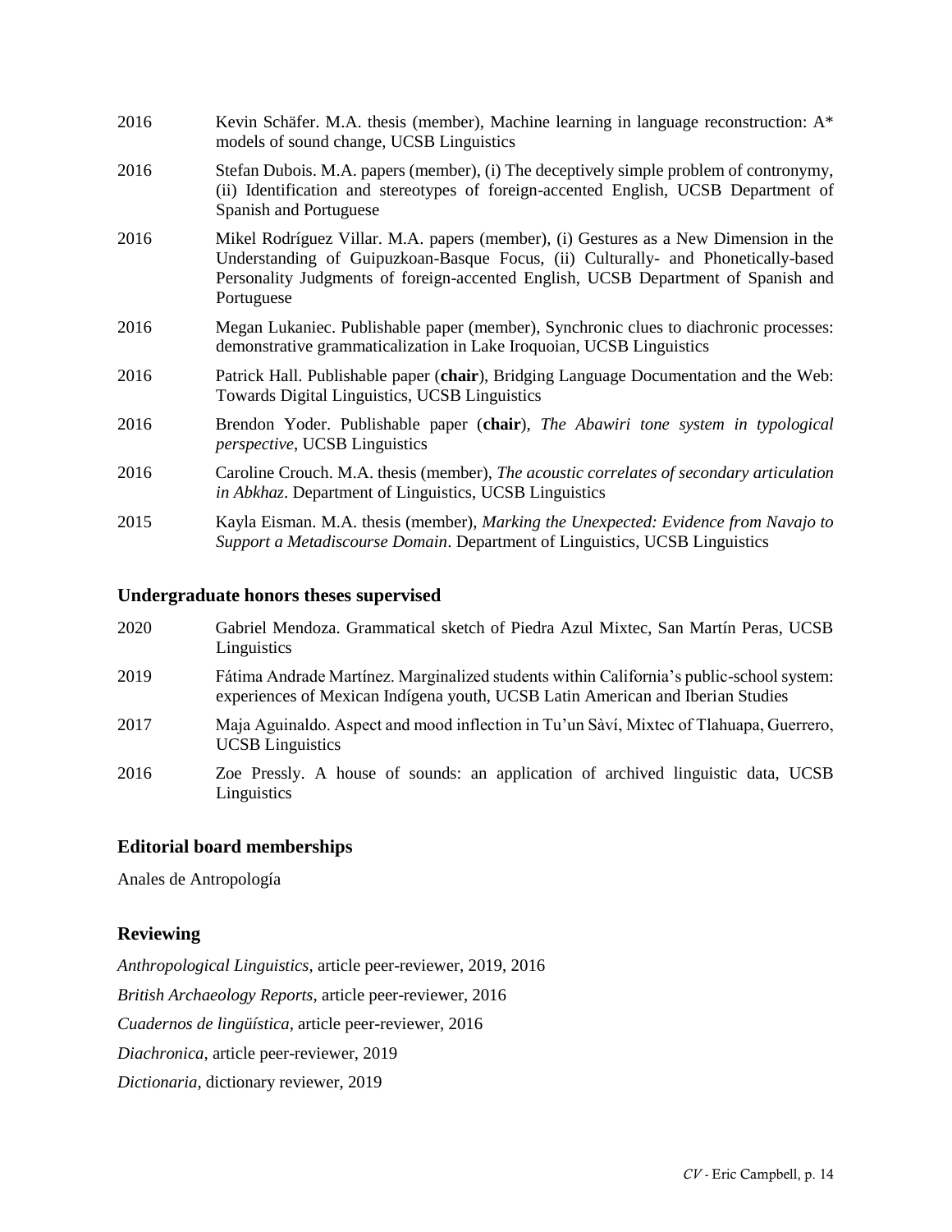2016 Kevin Schäfer. M.A. thesis (member), Machine learning in language reconstruction: A* models of sound change, UCSB Linguistics

2016 Stefan Dubois. M.A. papers (member), (i) The deceptively simple problem of contronymy, (ii) Identification and stereotypes of foreign-accented English, UCSB Department of Spanish and Portuguese

2016 Mikel Rodríguez Villar. M.A. papers (member), (i) Gestures as a New Dimension in the Understanding of Guipuzkoan-Basque Focus, (ii) Culturally- and Phonetically-based Personality Judgments of foreign-accented English, UCSB Department of Spanish and Portuguese

2016 Megan Lukaniec. Publishable paper (member), Synchronic clues to diachronic processes: demonstrative grammaticalization in Lake Iroquoian, UCSB Linguistics

2016 Patrick Hall. Publishable paper (**chair**), Bridging Language Documentation and the Web: Towards Digital Linguistics, UCSB Linguistics

2016 Brendon Yoder. Publishable paper (**chair**), *The Abawiri tone system in typological perspective*, UCSB Linguistics

2016 Caroline Crouch. M.A. thesis (member), *The acoustic correlates of secondary articulation in Abkhaz*. Department of Linguistics, UCSB Linguistics

2015 Kayla Eisman. M.A. thesis (member), *Marking the Unexpected: Evidence from Navajo to Support a Metadiscourse Domain*. Department of Linguistics, UCSB Linguistics

### Undergraduate honors theses supervised

2020 Gabriel Mendoza. Grammatical sketch of Piedra Azul Mixtec, San Martín Peras, UCSB Linguistics

2019 Fátima Andrade Martínez. Marginalized students within California's public-school system: experiences of Mexican Indígena youth, UCSB Latin American and Iberian Studies

2017 Maja Aguinaldo. Aspect and mood inflection in Tu'un Sàví, Mixtec of Tlahuapa, Guerrero, UCSB Linguistics

2016 Zoe Pressly. A house of sounds: an application of archived linguistic data, UCSB Linguistics

### Editorial board memberships

Anales de Antropología

### Reviewing

*Anthropological Linguistics*, article peer-reviewer, 2019, 2016

*British Archaeology Reports*, article peer-reviewer, 2016

*Cuadernos de lingüística*, article peer-reviewer, 2016

*Diachronica*, article peer-reviewer, 2019

*Dictionaria*, dictionary reviewer, 2019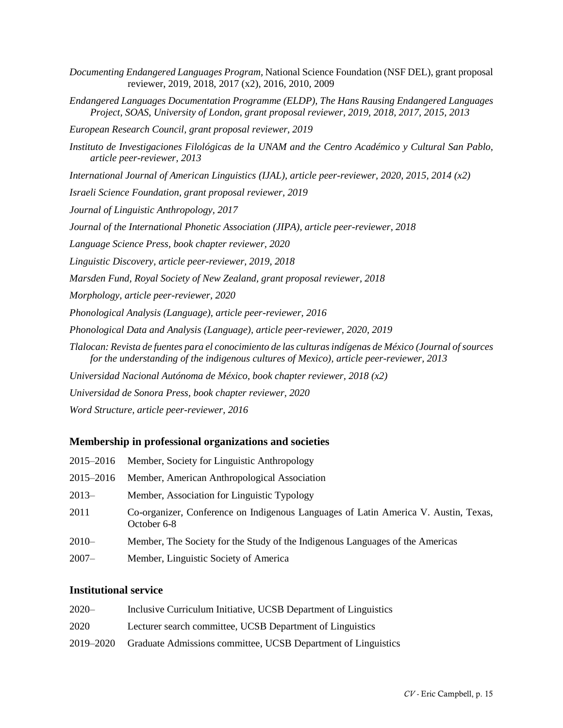*Documenting Endangered Languages Program*, National Science Foundation (NSF DEL), grant proposal reviewer, 2019, 2018, 2017 (x2), 2016, 2010, 2009

*Endangered Languages Documentation Programme (ELDP), The Hans Rausing Endangered Languages Project, SOAS, University of London, grant proposal reviewer, 2019, 2018, 2017, 2015, 2013*

*European Research Council, grant proposal reviewer, 2019*

*Instituto de Investigaciones Filológicas de la UNAM and the Centro Académico y Cultural San Pablo, article peer-reviewer, 2013*

*International Journal of American Linguistics (IJAL), article peer-reviewer, 2020, 2015, 2014 (x2)*

*Israeli Science Foundation, grant proposal reviewer, 2019*

*Journal of Linguistic Anthropology, 2017*

*Journal of the International Phonetic Association (JIPA), article peer-reviewer, 2018*

*Language Science Press, book chapter reviewer, 2020*

*Linguistic Discovery, article peer-reviewer, 2019, 2018*

*Marsden Fund, Royal Society of New Zealand, grant proposal reviewer, 2018*

*Morphology, article peer-reviewer, 2020*

*Phonological Analysis (Language), article peer-reviewer, 2016*

*Phonological Data and Analysis (Language), article peer-reviewer, 2020, 2019*

*Tlalocan: Revista de fuentes para el conocimiento de las culturas indígenas de México (Journal of sources for the understanding of the indigenous cultures of Mexico), article peer-reviewer, 2013*

*Universidad Nacional Autónoma de México, book chapter reviewer, 2018 (x2)*

*Universidad de Sonora Press, book chapter reviewer, 2020*

*Word Structure, article peer-reviewer, 2016*

## Membership in professional organizations and societies

| | |
|---|---|
| 2015–2016 | Member, Society for Linguistic Anthropology |
| 2015–2016 | Member, American Anthropological Association |
| 2013– | Member, Association for Linguistic Typology |
| 2011 | Co-organizer, Conference on Indigenous Languages of Latin America V. Austin, Texas, October 6-8 |
| 2010– | Member, The Society for the Study of the Indigenous Languages of the Americas |
| 2007– | Member, Linguistic Society of America |

## Institutional service

| | |
|---|---|
| 2020– | Inclusive Curriculum Initiative, UCSB Department of Linguistics |
| 2020 | Lecturer search committee, UCSB Department of Linguistics |
| 2019–2020 | Graduate Admissions committee, UCSB Department of Linguistics |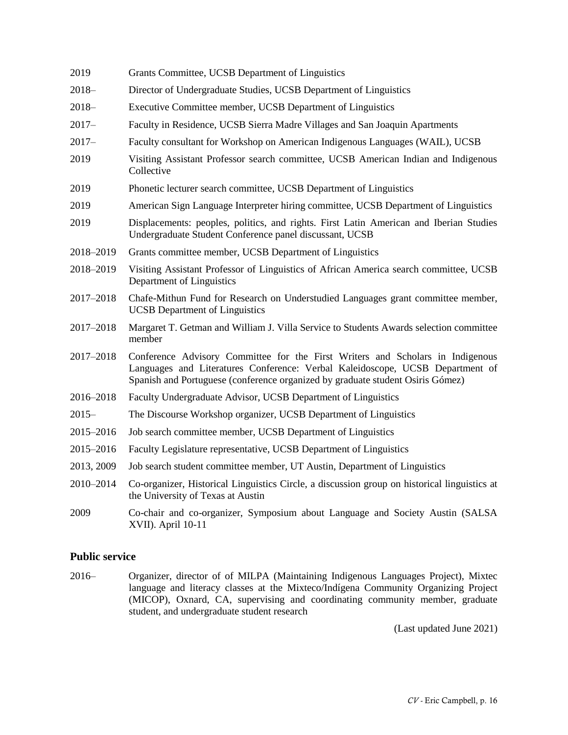2019 Grants Committee, UCSB Department of Linguistics

2018– Director of Undergraduate Studies, UCSB Department of Linguistics

2018– Executive Committee member, UCSB Department of Linguistics

2017– Faculty in Residence, UCSB Sierra Madre Villages and San Joaquin Apartments

2017– Faculty consultant for Workshop on American Indigenous Languages (WAIL), UCSB

2019 Visiting Assistant Professor search committee, UCSB American Indian and Indigenous Collective

2019 Phonetic lecturer search committee, UCSB Department of Linguistics

2019 American Sign Language Interpreter hiring committee, UCSB Department of Linguistics

2019 Displacements: peoples, politics, and rights. First Latin American and Iberian Studies Undergraduate Student Conference panel discussant, UCSB

2018–2019 Grants committee member, UCSB Department of Linguistics

2018–2019 Visiting Assistant Professor of Linguistics of African America search committee, UCSB Department of Linguistics

2017–2018 Chafe-Mithun Fund for Research on Understudied Languages grant committee member, UCSB Department of Linguistics

2017–2018 Margaret T. Getman and William J. Villa Service to Students Awards selection committee member

2017–2018 Conference Advisory Committee for the First Writers and Scholars in Indigenous Languages and Literatures Conference: Verbal Kaleidoscope, UCSB Department of Spanish and Portuguese (conference organized by graduate student Osiris Gómez)

2016–2018 Faculty Undergraduate Advisor, UCSB Department of Linguistics

2015– The Discourse Workshop organizer, UCSB Department of Linguistics

2015–2016 Job search committee member, UCSB Department of Linguistics

2015–2016 Faculty Legislature representative, UCSB Department of Linguistics

2013, 2009 Job search student committee member, UT Austin, Department of Linguistics

2010–2014 Co-organizer, Historical Linguistics Circle, a discussion group on historical linguistics at the University of Texas at Austin

2009 Co-chair and co-organizer, Symposium about Language and Society Austin (SALSA XVII). April 10-11

### Public service

2016– Organizer, director of of MILPA (Maintaining Indigenous Languages Project), Mixtec language and literacy classes at the Mixteco/Indígena Community Organizing Project (MICOP), Oxnard, CA, supervising and coordinating community member, graduate student, and undergraduate student research

(Last updated June 2021)